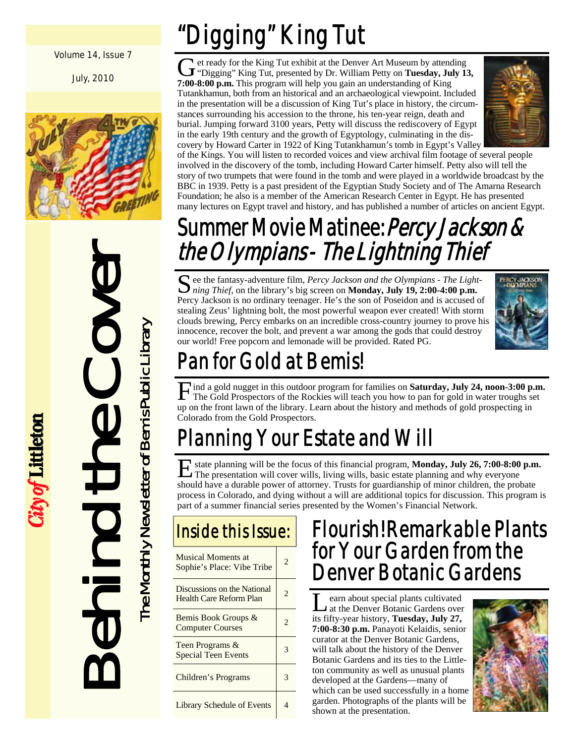Volume 14, Issue 7

July, 2010

# Behind the Cover

The Monthly Newsletter of Bemis Public Library

City of Littleton

## "Digging" King Tut

Get ready for the King Tut exhibit at the Denver Art Museum by attending "Digging" King Tut, presented by Dr. William Petty on **Tuesday, July 13, 7:00-8:00 p.m.** This program will help you gain an understanding of King Tutankhamun, both from an historical and an archaeological viewpoint. Included in the presentation will be a discussion of King Tut's place in history, the circumstances surrounding his accession to the throne, his ten-year reign, death and burial. Jumping forward 3100 years, Petty will discuss the rediscovery of Egypt in the early 19th century and the growth of Egyptology, culminating in the discovery by Howard Carter in 1922 of King Tutankhamun's tomb in Egypt's Valley of the Kings. You will listen to recorded voices and view archival film footage of several people involved in the discovery of the tomb, including Howard Carter himself. Petty also will tell the story of two trumpets that were found in the tomb and were played in a worldwide broadcast by the BBC in 1939. Petty is a past president of the Egyptian Study Society and of The Amarna Research Foundation; he also is a member of the American Research Center in Egypt. He has presented many lectures on Egypt travel and history, and has published a number of articles on ancient Egypt.

## Summer Movie Matinee: *Percy Jackson & the Olympians - The Lightning Thief*

See the fantasy-adventure film, *Percy Jackson and the Olympians - The Lightning Thief*, on the library's big screen on **Monday, July 19, 2:00-4:00 p.m.** Percy Jackson is no ordinary teenager. He's the son of Poseidon and is accused of stealing Zeus' lightning bolt, the most powerful weapon ever created! With storm clouds brewing, Percy embarks on an incredible cross-country journey to prove his innocence, recover the bolt, and prevent a war among the gods that could destroy our world! Free popcorn and lemonade will be provided. Rated PG.

## Pan for Gold at Bemis!

Find a gold nugget in this outdoor program for families on **Saturday, July 24, noon-3:00 p.m.** The Gold Prospectors of the Rockies will teach you how to pan for gold in water troughs set up on the front lawn of the library. Learn about the history and methods of gold prospecting in Colorado from the Gold Prospectors.

## Planning Your Estate and Will

Estate planning will be the focus of this financial program, **Monday, July 26, 7:00-8:00 p.m.** The presentation will cover wills, living wills, basic estate planning and why everyone should have a durable power of attorney. Trusts for guardianship of minor children, the probate process in Colorado, and dying without a will are additional topics for discussion. This program is part of a summer financial series presented by the Women's Financial Network.

## Inside this Issue:

| Topic | Page |
|---|---|
| Musical Moments at Sophie's Place: Vibe Tribe | 2 |
| Discussions on the National Health Care Reform Plan | 2 |
| Bemis Book Groups & Computer Courses | 2 |
| Teen Programs & Special Teen Events | 3 |
| Children's Programs | 3 |
| Library Schedule of Events | 4 |

## Flourish! Remarkable Plants for Your Garden from the Denver Botanic Gardens

Learn about special plants cultivated at the Denver Botanic Gardens over its fifty-year history, **Tuesday, July 27, 7:00-8:30 p.m.** Panayoti Kelaidis, senior curator at the Denver Botanic Gardens, will talk about the history of the Denver Botanic Gardens and its ties to the Littleton community as well as unusual plants developed at the Gardens—many of which can be used successfully in a home garden. Photographs of the plants will be shown at the presentation.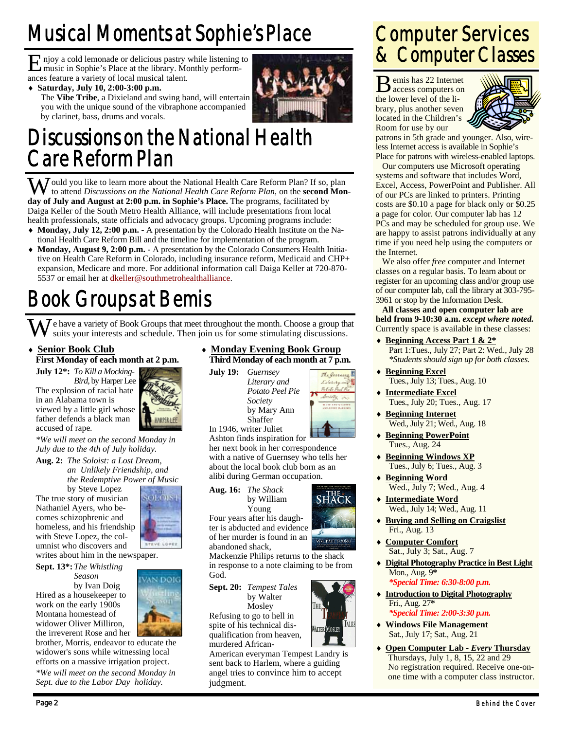# Musical Moments at Sophie's Place

Enjoy a cold lemonade or delicious pastry while listening to music in Sophie's Place at the library. Monthly performances feature a variety of local musical talent.

- **Saturday, July 10, 2:00-3:00 p.m.**
  The **Vibe Tribe**, a Dixieland and swing band, will entertain you with the unique sound of the vibraphone accompanied by clarinet, bass, drums and vocals.

# Discussions on the National Health Care Reform Plan

Would you like to learn more about the National Health Care Reform Plan? If so, plan to attend *Discussions on the National Health Care Reform Plan*, on the **second Monday of July and August at 2:00 p.m. in Sophie's Place.** The programs, facilitated by Daiga Keller of the South Metro Health Alliance, will include presentations from local health professionals, state officials and advocacy groups. Upcoming programs include:

- **Monday, July 12, 2:00 p.m.** - A presentation by the Colorado Health Institute on the National Health Care Reform Bill and the timeline for implementation of the program.
- **Monday, August 9, 2:00 p.m.** - A presentation by the Colorado Consumers Health Initiative on Health Care Reform in Colorado, including insurance reform, Medicaid and CHP+ expansion, Medicare and more. For additional information call Daiga Keller at 720-870-5537 or email her at dkeller@southmetrohealthalliance.

# Book Groups at Bemis

We have a variety of Book Groups that meet throughout the month. Choose a group that suits your interests and schedule. Then join us for some stimulating discussions.

- **Senior Book Club**
  **First Monday of each month at 2 p.m.**

**July 12\*:** *To Kill a Mockingbird*, by Harper Lee
The explosion of racial hate in an Alabama town is viewed by a little girl whose father defends a black man accused of rape.

*\*We will meet on the second Monday in July due to the 4th of July holiday.*

**Aug. 2:** *The Soloist: a Lost Dream, an Unlikely Friendship, and the Redemptive Power of Music* by Steve Lopez
The true story of musician Nathaniel Ayers, who becomes schizophrenic and homeless, and his friendship with Steve Lopez, the columnist who discovers and writes about him in the newspaper.

**Sept. 13\*:** *The Whistling Season* by Ivan Doig
Hired as a housekeeper to work on the early 1900s Montana homestead of widower Oliver Milliron, the irreverent Rose and her brother, Morris, endeavor to educate the widower's sons while witnessing local efforts on a massive irrigation project.

*\*We will meet on the second Monday in Sept. due to the Labor Day holiday.*

- **Monday Evening Book Group**
  **Third Monday of each month at 7 p.m.**

**July 19:** *Guernsey Literary and Potato Peel Pie Society* by Mary Ann Shaffer
In 1946, writer Juliet Ashton finds inspiration for her next book in her correspondence with a native of Guernsey who tells her about the local book club born as an alibi during German occupation.

**Aug. 16:** *The Shack* by William Young
Four years after his daughter is abducted and evidence of her murder is found in an abandoned shack, Mackenzie Philips returns to the shack in response to a note claiming to be from God.

**Sept. 20:** *Tempest Tales* by Walter Mosley
Refusing to go to hell in spite of his technical disqualification from heaven, murdered African-American everyman Tempest Landry is sent back to Harlem, where a guiding angel tries to convince him to accept judgment.

# Computer Services & Computer Classes

Bemis has 22 Internet access computers on the lower level of the library, plus another seven located in the Children's Room for use by our patrons in 5th grade and younger. Also, wireless Internet access is available in Sophie's Place for patrons with wireless-enabled laptops.

Our computers use Microsoft operating systems and software that includes Word, Excel, Access, PowerPoint and Publisher. All of our PCs are linked to printers. Printing costs are $0.10 a page for black only or $0.25 a page for color. Our computer lab has 12 PCs and may be scheduled for group use. We are happy to assist patrons individually at any time if you need help using the computers or the Internet.

We also offer *free* computer and Internet classes on a regular basis. To learn about or register for an upcoming class and/or group use of our computer lab, call the library at 303-795-3961 or stop by the Information Desk.

**All classes and open computer lab are held from 9-10:30 a.m. *except where noted.*** Currently space is available in these classes:

- **Beginning Access Part 1 & 2\***
  Part 1:Tues., July 27; Part 2: Wed., July 28
  *\*Students should sign up for both classes.*
- **Beginning Excel**
  Tues., July 13; Tues., Aug. 10
- **Intermediate Excel**
  Tues., July 20; Tues., Aug. 17
- **Beginning Internet**
  Wed., July 21; Wed., Aug. 18
- **Beginning PowerPoint**
  Tues., Aug. 24
- **Beginning Windows XP**
  Tues., July 6; Tues., Aug. 3
- **Beginning Word**
  Wed., July 7; Wed., Aug. 4
- **Intermediate Word**
  Wed., July 14; Wed., Aug. 11
- **Buying and Selling on Craigslist**
  Fri., Aug. 13
- **Computer Comfort**
  Sat., July 3; Sat., Aug. 7
- **Digital Photography Practice in Best Light**
  Mon., Aug. 9**\***
  ***\*Special Time: 6:30-8:00 p.m.***
- **Introduction to Digital Photography**
  Fri., Aug. 27**\***
  ***\*Special Time: 2:00-3:30 p.m.***
- **Windows File Management**
  Sat., July 17; Sat., Aug. 21
- **Open Computer Lab - *Every* Thursday**
  Thursdays, July 1, 8, 15, 22 and 29
  No registration required. Receive one-on-one time with a computer class instructor.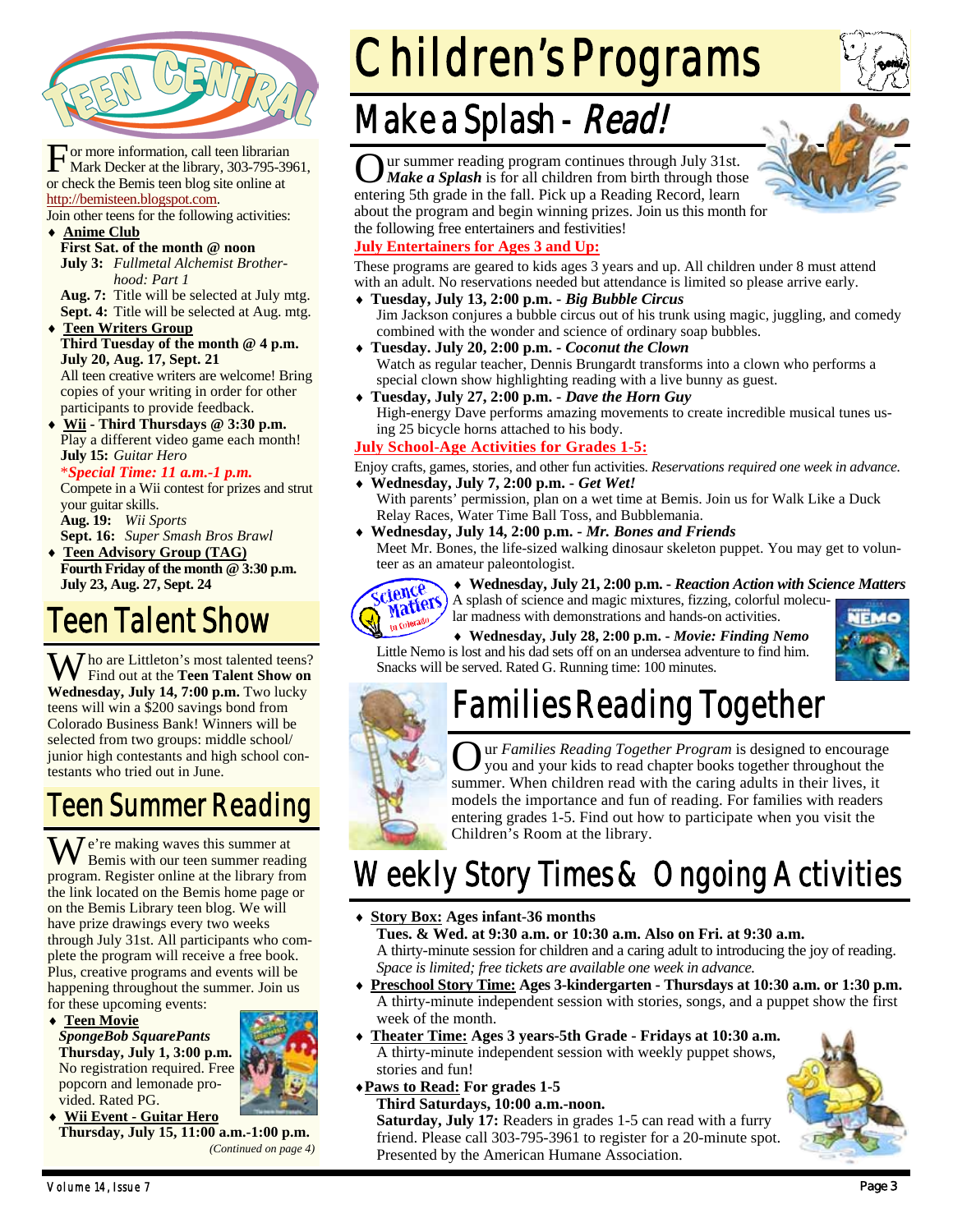# Teen Central

For more information, call teen librarian Mark Decker at the library, 303-795-3961, or check the Bemis teen blog site online at http://bemisteen.blogspot.com.

Join other teens for the following activities:

- **Anime Club**
  **First Sat. of the month @ noon**
  **July 3:** *Fullmetal Alchemist Brotherhood: Part 1*
  **Aug. 7:** Title will be selected at July mtg.
  **Sept. 4:** Title will be selected at Aug. mtg.
- **Teen Writers Group**
  **Third Tuesday of the month @ 4 p.m.**
  **July 20, Aug. 17, Sept. 21**
  All teen creative writers are welcome! Bring copies of your writing in order for other participants to provide feedback.
- **Wii - Third Thursdays @ 3:30 p.m.**
  Play a different video game each month!
  **July 15:** *Guitar Hero*
  **\****Special Time: 11 a.m.-1 p.m.***
  Compete in a Wii contest for prizes and strut your guitar skills.
  **Aug. 19:** *Wii Sports*
  **Sept. 16:** *Super Smash Bros Brawl*
- **Teen Advisory Group (TAG)**
  **Fourth Friday of the month @ 3:30 p.m.**
  **July 23, Aug. 27, Sept. 24**

## Teen Talent Show

Who are Littleton's most talented teens? Find out at the **Teen Talent Show on Wednesday, July 14, 7:00 p.m.** Two lucky teens will win a $200 savings bond from Colorado Business Bank! Winners will be selected from two groups: middle school/junior high contestants and high school contestants who tried out in June.

## Teen Summer Reading

We're making waves this summer at Bemis with our teen summer reading program. Register online at the library from the link located on the Bemis home page or on the Bemis Library teen blog. We will have prize drawings every two weeks through July 31st. All participants who complete the program will receive a free book. Plus, creative programs and events will be happening throughout the summer. Join us for these upcoming events:

- **Teen Movie**
  ***SpongeBob SquarePants***
  **Thursday, July 1, 3:00 p.m.**
  No registration required. Free popcorn and lemonade provided. Rated PG.
- **Wii Event - Guitar Hero**
  **Thursday, July 15, 11:00 a.m.-1:00 p.m.**

*(Continued on page 4)*

# Children's Programs

## Make a Splash - *Read!*

Our summer reading program continues through July 31st. ***Make a Splash*** is for all children from birth through those entering 5th grade in the fall. Pick up a Reading Record, learn about the program and begin winning prizes. Join us this month for the following free entertainers and festivities!

**July Entertainers for Ages 3 and Up:**

These programs are geared to kids ages 3 years and up. All children under 8 must attend with an adult. No reservations needed but attendance is limited so please arrive early.

- **Tuesday, July 13, 2:00 p.m. -** ***Big Bubble Circus***
  Jim Jackson conjures a bubble circus out of his trunk using magic, juggling, and comedy combined with the wonder and science of ordinary soap bubbles.
- **Tuesday, July 20, 2:00 p.m. -** ***Coconut the Clown***
  Watch as regular teacher, Dennis Brungardt transforms into a clown who performs a special clown show highlighting reading with a live bunny as guest.
- **Tuesday, July 27, 2:00 p.m. -** ***Dave the Horn Guy***
  High-energy Dave performs amazing movements to create incredible musical tunes using 25 bicycle horns attached to his body.

**July School-Age Activities for Grades 1-5:**

Enjoy crafts, games, stories, and other fun activities. *Reservations required one week in advance.*

- **Wednesday, July 7, 2:00 p.m. -** ***Get Wet!***
  With parents' permission, plan on a wet time at Bemis. Join us for Walk Like a Duck Relay Races, Water Time Ball Toss, and Bubblemania.
- **Wednesday, July 14, 2:00 p.m. -** ***Mr. Bones and Friends***
  Meet Mr. Bones, the life-sized walking dinosaur skeleton puppet. You may get to volunteer as an amateur paleontologist.
- **Wednesday, July 21, 2:00 p.m. -** ***Reaction Action with Science Matters***
  A splash of science and magic mixtures, fizzing, colorful molecular madness with demonstrations and hands-on activities.
- **Wednesday, July 28, 2:00 p.m. -** ***Movie: Finding Nemo***
  Little Nemo is lost and his dad sets off on an undersea adventure to find him. Snacks will be served. Rated G. Running time: 100 minutes.

## Families Reading Together

Our *Families Reading Together Program* is designed to encourage you and your kids to read chapter books together throughout the summer. When children read with the caring adults in their lives, it models the importance and fun of reading. For families with readers entering grades 1-5. Find out how to participate when you visit the Children's Room at the library.

## Weekly Story Times & Ongoing Activities

- **Story Box: Ages infant-36 months**
  **Tues. & Wed. at 9:30 a.m. or 10:30 a.m. Also on Fri. at 9:30 a.m.**
  A thirty-minute session for children and a caring adult to introducing the joy of reading. *Space is limited; free tickets are available one week in advance.*
- **Preschool Story Time: Ages 3-kindergarten - Thursdays at 10:30 a.m. or 1:30 p.m.**
  A thirty-minute independent session with stories, songs, and a puppet show the first week of the month.
- **Theater Time: Ages 3 years-5th Grade - Fridays at 10:30 a.m.**
  A thirty-minute independent session with weekly puppet shows, stories and fun!
- **Paws to Read: For grades 1-5**
  **Third Saturdays, 10:00 a.m.-noon.**
  **Saturday, July 17:** Readers in grades 1-5 can read with a furry friend. Please call 303-795-3961 to register for a 20-minute spot. Presented by the American Humane Association.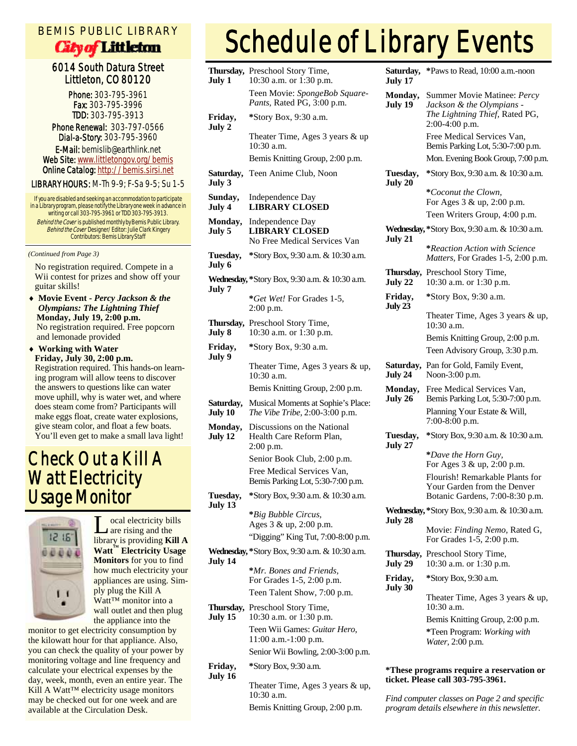BEMIS PUBLIC LIBRARY

City of Littleton

6014 South Datura Street
Littleton, CO 80120

Phone: 303-795-3961
Fax: 303-795-3996
TDD: 303-795-3913
Phone Renewal: 303-797-0566
Dial-a-Story: 303-795-3960
E-Mail: bemislib@earthlink.net
Web Site: www.littletongov.org/bemis
Online Catalog: http://bemis.sirsi.net

LIBRARY HOURS: M-Th 9-9; F-Sa 9-5; Su 1-5

If you are disabled and seeking an accommodation to participate in a Library program, please notify the Library one week in advance in writing or call 303-795-3961 or TDD 303-795-3913.

*Behind the Cover* is published monthly by Bemis Public Library.
*Behind the Cover* Designer/Editor: Julie Clark Kingery
Contributors: Bemis Library Staff

*(Continued from Page 3)*

No registration required. Compete in a Wii contest for prizes and show off your guitar skills!

- **Movie Event - *Percy Jackson & the Olympians: The Lightning Thief***
  **Monday, July 19, 2:00 p.m.**
  No registration required. Free popcorn and lemonade provided
- **Working with Water**
  **Friday, July 30, 2:00 p.m.**
  Registration required. This hands-on learning program will allow teens to discover the answers to questions like can water move uphill, why is water wet, and where does steam come from? Participants will make eggs float, create water explosions, give steam color, and float a few boats. You'll even get to make a small lava light!

## Check Out a Kill A Watt Electricity Usage Monitor

Local electricity bills are rising and the library is providing **Kill A Watt™ Electricity Usage Monitors** for you to find how much electricity your appliances are using. Simply plug the Kill A Watt™ monitor into a wall outlet and then plug the appliance into the monitor to get electricity consumption by the kilowatt hour for that appliance. Also, you can check the quality of your power by monitoring voltage and line frequency and calculate your electrical expenses by the day, week, month, even an entire year. The Kill A Watt™ electricity usage monitors may be checked out for one week and are available at the Circulation Desk.

# Schedule of Library Events

**Thursday, July 1**
- Preschool Story Time, 10:30 a.m. or 1:30 p.m.
- Teen Movie: *SpongeBob SquarePants,* Rated PG, 3:00 p.m.

**Friday, July 2**
- *Story Box, 9:30 a.m.
- Theater Time, Ages 3 years & up 10:30 a.m.
- Bemis Knitting Group, 2:00 p.m.

**Saturday, July 3**
- Teen Anime Club, Noon

**Sunday, July 4**
- Independence Day **LIBRARY CLOSED**

**Monday, July 5**
- Independence Day **LIBRARY CLOSED**
- No Free Medical Services Van

**Tuesday, July 6**
- *Story Box, 9:30 a.m. & 10:30 a.m.

**Wednesday, July 7**
- *Story Box, 9:30 a.m. & 10:30 a.m.
- **Get Wet!* For Grades 1-5, 2:00 p.m.

**Thursday, July 8**
- Preschool Story Time, 10:30 a.m. or 1:30 p.m.

**Friday, July 9**
- *Story Box, 9:30 a.m.
- Theater Time, Ages 3 years & up, 10:30 a.m.
- Bemis Knitting Group, 2:00 p.m.

**Saturday, July 10**
- Musical Moments at Sophie's Place: *The Vibe Tribe,* 2:00-3:00 p.m.

**Monday, July 12**
- Discussions on the National Health Care Reform Plan, 2:00 p.m.
- Senior Book Club, 2:00 p.m.
- Free Medical Services Van, Bemis Parking Lot, 5:30-7:00 p.m.

**Tuesday, July 13**
- *Story Box, 9:30 a.m. & 10:30 a.m.
- **Big Bubble Circus,* Ages 3 & up, 2:00 p.m.
- "Digging" King Tut, 7:00-8:00 p.m.

**Wednesday, July 14**
- *Story Box, 9:30 a.m. & 10:30 a.m.
- **Mr. Bones and Friends,* For Grades 1-5, 2:00 p.m.
- Teen Talent Show, 7:00 p.m.

**Thursday, July 15**
- Preschool Story Time, 10:30 a.m. or 1:30 p.m.
- Teen Wii Games: *Guitar Hero,* 11:00 a.m.-1:00 p.m.
- Senior Wii Bowling, 2:00-3:00 p.m.

**Friday, July 16**
- *Story Box, 9:30 a.m.
- Theater Time, Ages 3 years & up, 10:30 a.m.
- Bemis Knitting Group, 2:00 p.m.

**Saturday, July 17**
- *Paws to Read, 10:00 a.m.-noon

**Monday, July 19**
- Summer Movie Matinee: *Percy Jackson & the Olympians - The Lightning Thief,* Rated PG, 2:00-4:00 p.m.
- Free Medical Services Van, Bemis Parking Lot, 5:30-7:00 p.m.
- Mon. Evening Book Group, 7:00 p.m.

**Tuesday, July 20**
- *Story Box, 9:30 a.m. & 10:30 a.m.
- **Coconut the Clown,* For Ages 3 & up, 2:00 p.m.
- Teen Writers Group, 4:00 p.m.

**Wednesday, July 21**
- *Story Box, 9:30 a.m. & 10:30 a.m.
- **Reaction Action with Science Matters,* For Grades 1-5, 2:00 p.m.

**Thursday, July 22**
- Preschool Story Time, 10:30 a.m. or 1:30 p.m.

**Friday, July 23**
- *Story Box, 9:30 a.m.
- Theater Time, Ages 3 years & up, 10:30 a.m.
- Bemis Knitting Group, 2:00 p.m.
- Teen Advisory Group, 3:30 p.m.

**Saturday, July 24**
- Pan for Gold, Family Event, Noon-3:00 p.m.

**Monday, July 26**
- Free Medical Services Van, Bemis Parking Lot, 5:30-7:00 p.m.
- Planning Your Estate & Will, 7:00-8:00 p.m.

**Tuesday, July 27**
- *Story Box, 9:30 a.m. & 10:30 a.m.
- **Dave the Horn Guy,* For Ages 3 & up, 2:00 p.m.
- Flourish! Remarkable Plants for Your Garden from the Denver Botanic Gardens, 7:00-8:30 p.m.

**Wednesday, July 28**
- *Story Box, 9:30 a.m. & 10:30 a.m.
- Movie: *Finding Nemo,* Rated G, For Grades 1-5, 2:00 p.m.

**Thursday, July 29**
- Preschool Story Time, 10:30 a.m. or 1:30 p.m.

**Friday, July 30**
- *Story Box, 9:30 a.m.
- Theater Time, Ages 3 years & up, 10:30 a.m.
- Bemis Knitting Group, 2:00 p.m.
- *Teen Program: *Working with Water,* 2:00 p.m.

**\*These programs require a reservation or ticket. Please call 303-795-3961.**

*Find computer classes on Page 2 and specific program details elsewhere in this newsletter.*